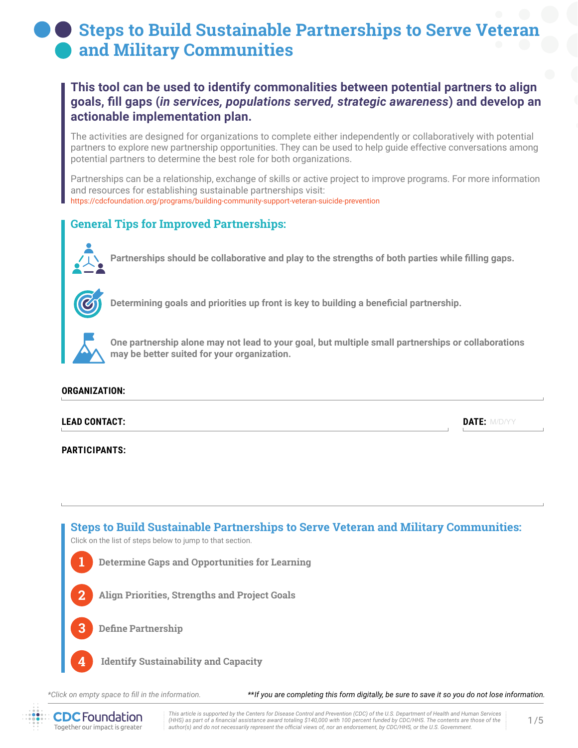# Steps to Build Sustainable Partnerships to Serve Veteran and Military Communities

**This tool can be used to identify commonalities between potential partners to align goals, fill gaps (*in services, populations served, strategic awareness*) and develop an actionable implementation plan.**

The activities are designed for organizations to complete either independently or collaboratively with potential partners to explore new partnership opportunities. They can be used to help guide effective conversations among potential partners to determine the best role for both organizations.

Partnerships can be a relationship, exchange of skills or active project to improve programs. For more information and resources for establishing sustainable partnerships visit:
https://cdcfoundation.org/programs/building-community-support-veteran-suicide-prevention

## General Tips for Improved Partnerships:

- **Partnerships should be collaborative and play to the strengths of both parties while filling gaps.**
- **Determining goals and priorities up front is key to building a beneficial partnership.**
- **One partnership alone may not lead to your goal, but multiple small partnerships or collaborations may be better suited for your organization.**

**ORGANIZATION:**

**LEAD CONTACT:**

**DATE:** M/D/YY

**PARTICIPANTS:**

## Steps to Build Sustainable Partnerships to Serve Veteran and Military Communities:

Click on the list of steps below to jump to that section.

1. Determine Gaps and Opportunities for Learning
2. Align Priorities, Strengths and Project Goals
3. Define Partnership
4. Identify Sustainability and Capacity

*\*Click on empty space to fill in the information.*

***\*\*If you are completing this form digitally, be sure to save it so you do not lose information.***

CDC Foundation
Together our impact is greater

*This article is supported by the Centers for Disease Control and Prevention (CDC) of the U.S. Department of Health and Human Services (HHS) as part of a financial assistance award totaling $140,000 with 100 percent funded by CDC/HHS. The contents are those of the author(s) and do not necessarily represent the official views of, nor an endorsement, by CDC/HHS, or the U.S. Government.*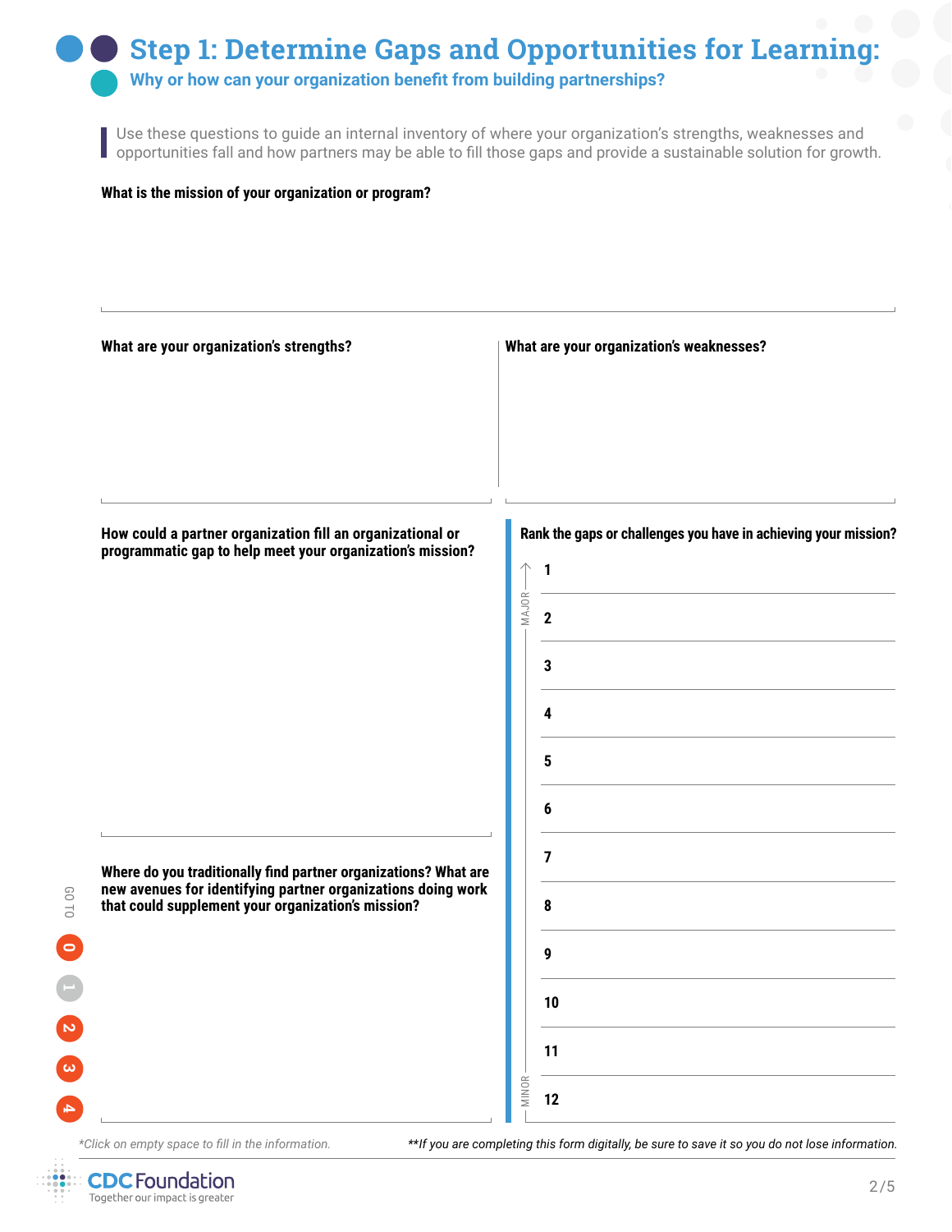# Step 1: Determine Gaps and Opportunities for Learning:

## Why or how can your organization benefit from building partnerships?

Use these questions to guide an internal inventory of where your organization's strengths, weaknesses and opportunities fall and how partners may be able to fill those gaps and provide a sustainable solution for growth.

**What is the mission of your organization or program?**

**What are your organization's strengths?**

**What are your organization's weaknesses?**

**How could a partner organization fill an organizational or programmatic gap to help meet your organization's mission?**

**Where do you traditionally find partner organizations? What are new avenues for identifying partner organizations doing work that could supplement your organization's mission?**

**Rank the gaps or challenges you have in achieving your mission?**

MAJOR

1
2
3
4
5
6
7
8
9
10
11
12

MINOR

GO TO 0 1 2 3 4

*Click on empty space to fill in the information.

**If you are completing this form digitally, be sure to save it so you do not lose information.

CDC Foundation
Together our impact is greater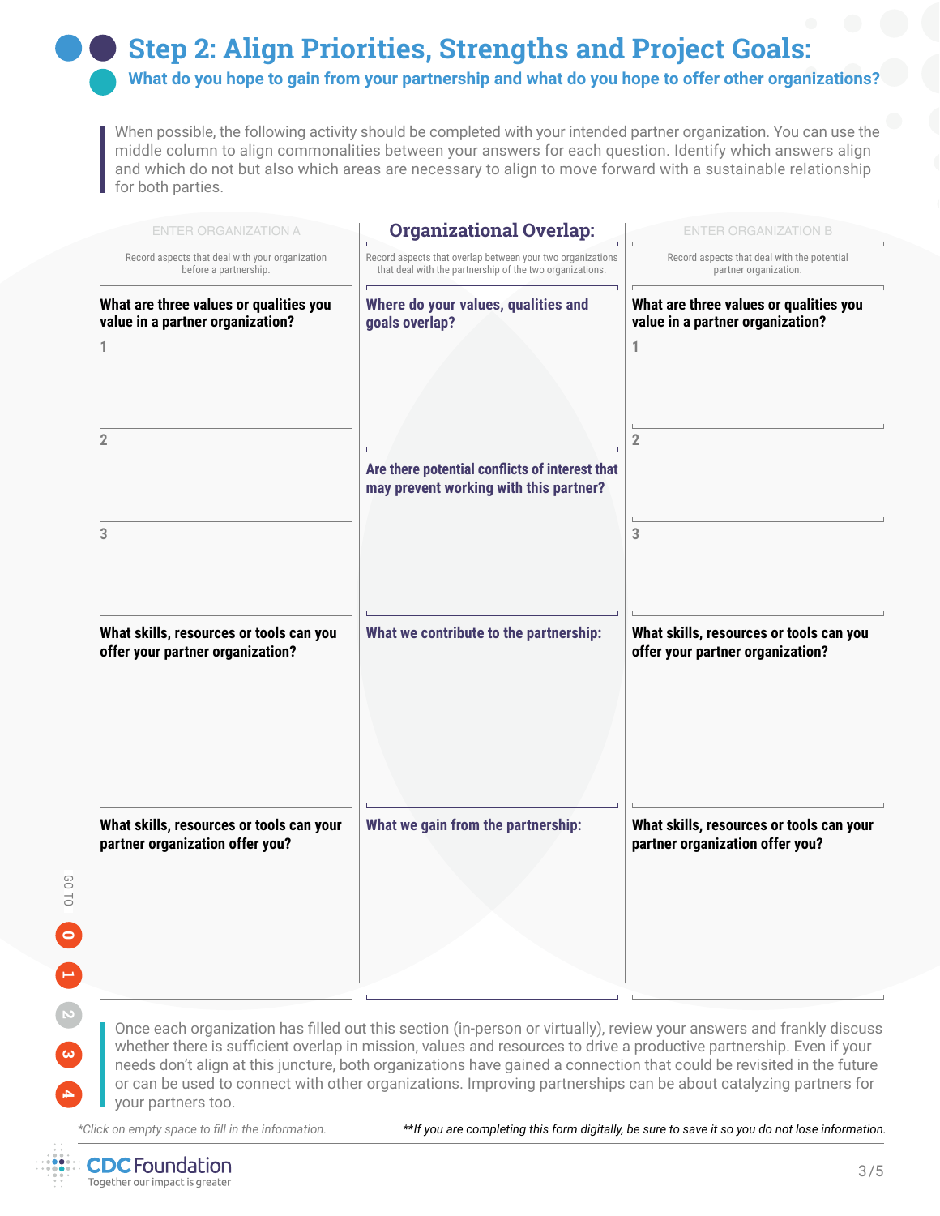## Step 2: Align Priorities, Strengths and Project Goals:

### What do you hope to gain from your partnership and what do you hope to offer other organizations?

When possible, the following activity should be completed with your intended partner organization. You can use the middle column to align commonalities between your answers for each question. Identify which answers align and which do not but also which areas are necessary to align to move forward with a sustainable relationship for both parties.

| ENTER ORGANIZATION A | Organizational Overlap: | ENTER ORGANIZATION B |
|---|---|---|
| Record aspects that deal with your organization before a partnership. | Record aspects that overlap between your two organizations that deal with the partnership of the two organizations. | Record aspects that deal with the potential partner organization. |
| **What are three values or qualities you value in a partner organization?** | **Where do your values, qualities and goals overlap?** | **What are three values or qualities you value in a partner organization?** |
| 1 | | 1 |
| 2 | **Are there potential conflicts of interest that may prevent working with this partner?** | 2 |
| 3 | | 3 |
| **What skills, resources or tools can you offer your partner organization?** | **What we contribute to the partnership:** | **What skills, resources or tools can you offer your partner organization?** |
| **What skills, resources or tools can your partner organization offer you?** | **What we gain from the partnership:** | **What skills, resources or tools can your partner organization offer you?** |

Once each organization has filled out this section (in-person or virtually), review your answers and frankly discuss whether there is sufficient overlap in mission, values and resources to drive a productive partnership. Even if your needs don't align at this juncture, both organizations have gained a connection that could be revisited in the future or can be used to connect with other organizations. Improving partnerships can be about catalyzing partners for your partners too.

*\*Click on empty space to fill in the information.*

*\*\*If you are completing this form digitally, be sure to save it so you do not lose information.*

GO TO 0 1 2 3 4

CDC Foundation
Together our impact is greater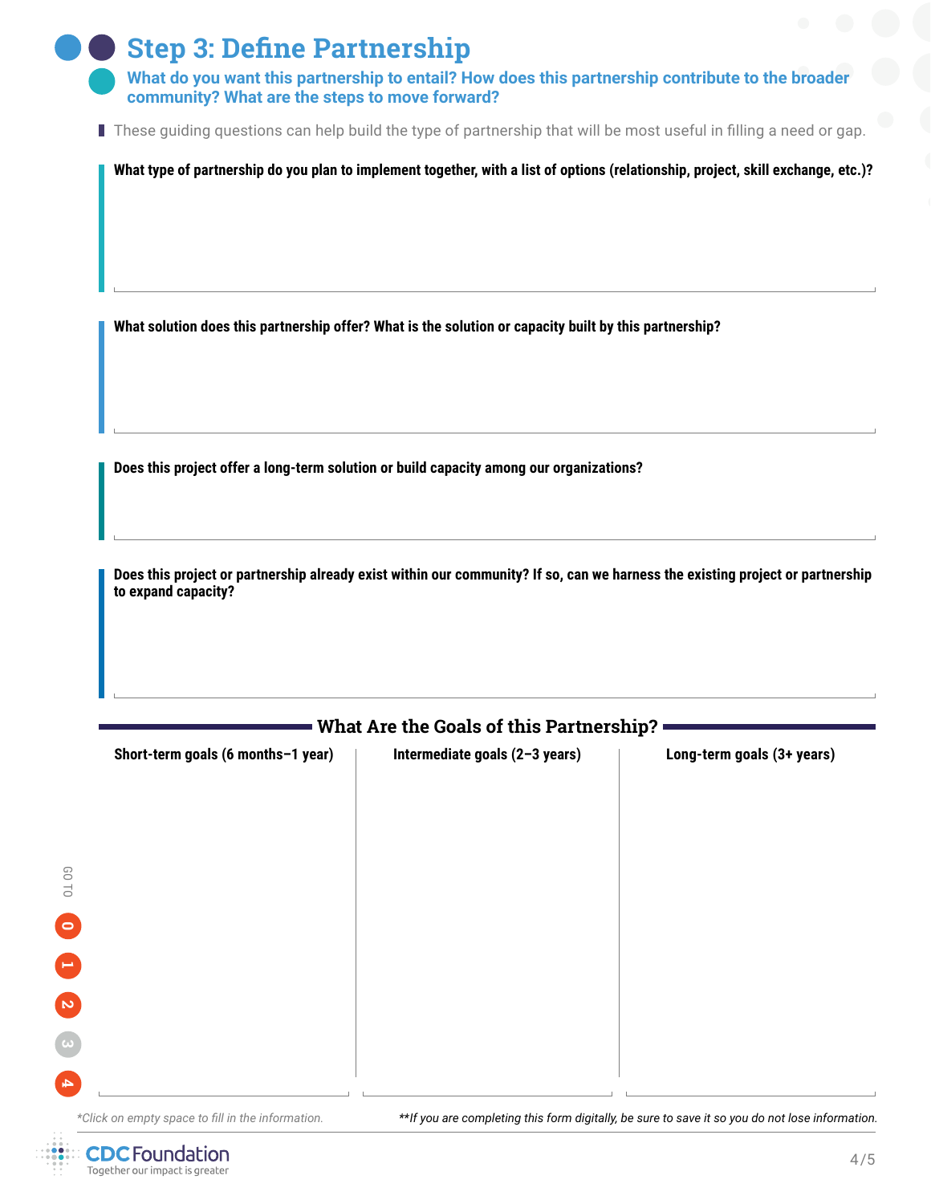# Step 3: Define Partnership

**What do you want this partnership to entail? How does this partnership contribute to the broader community? What are the steps to move forward?**

These guiding questions can help build the type of partnership that will be most useful in filling a need or gap.

**What type of partnership do you plan to implement together, with a list of options (relationship, project, skill exchange, etc.)?**

**What solution does this partnership offer? What is the solution or capacity built by this partnership?**

**Does this project offer a long-term solution or build capacity among our organizations?**

**Does this project or partnership already exist within our community? If so, can we harness the existing project or partnership to expand capacity?**

## What Are the Goals of this Partnership?

| Short-term goals (6 months–1 year) | Intermediate goals (2–3 years) | Long-term goals (3+ years) |
|---|---|---|
| | | |

*\*Click on empty space to fill in the information.*

*\*\*If you are completing this form digitally, be sure to save it so you do not lose information.*

GO TO 0 1 2 3 4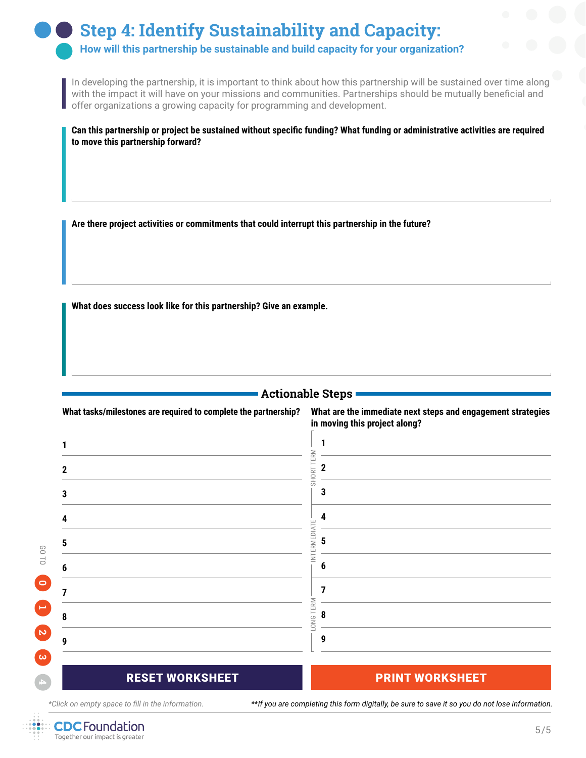# Step 4: Identify Sustainability and Capacity:

## How will this partnership be sustainable and build capacity for your organization?

In developing the partnership, it is important to think about how this partnership will be sustained over time along with the impact it will have on your missions and communities. Partnerships should be mutually beneficial and offer organizations a growing capacity for programming and development.

**Can this partnership or project be sustained without specific funding? What funding or administrative activities are required to move this partnership forward?**

**Are there project activities or commitments that could interrupt this partnership in the future?**

**What does success look like for this partnership? Give an example.**

## Actionable Steps

**What tasks/milestones are required to complete the partnership?**

1
2
3
4
5
6
7
8
9

**What are the immediate next steps and engagement strategies in moving this project along?**

SHORT TERM
1
2
3

INTERMEDIATE
4
5
6

LONG TERM
7
8
9

RESET WORKSHEET

PRINT WORKSHEET

*Click on empty space to fill in the information.

**If you are completing this form digitally, be sure to save it so you do not lose information.

GO TO 0 1 2 3 4

CDC Foundation
Together our impact is greater